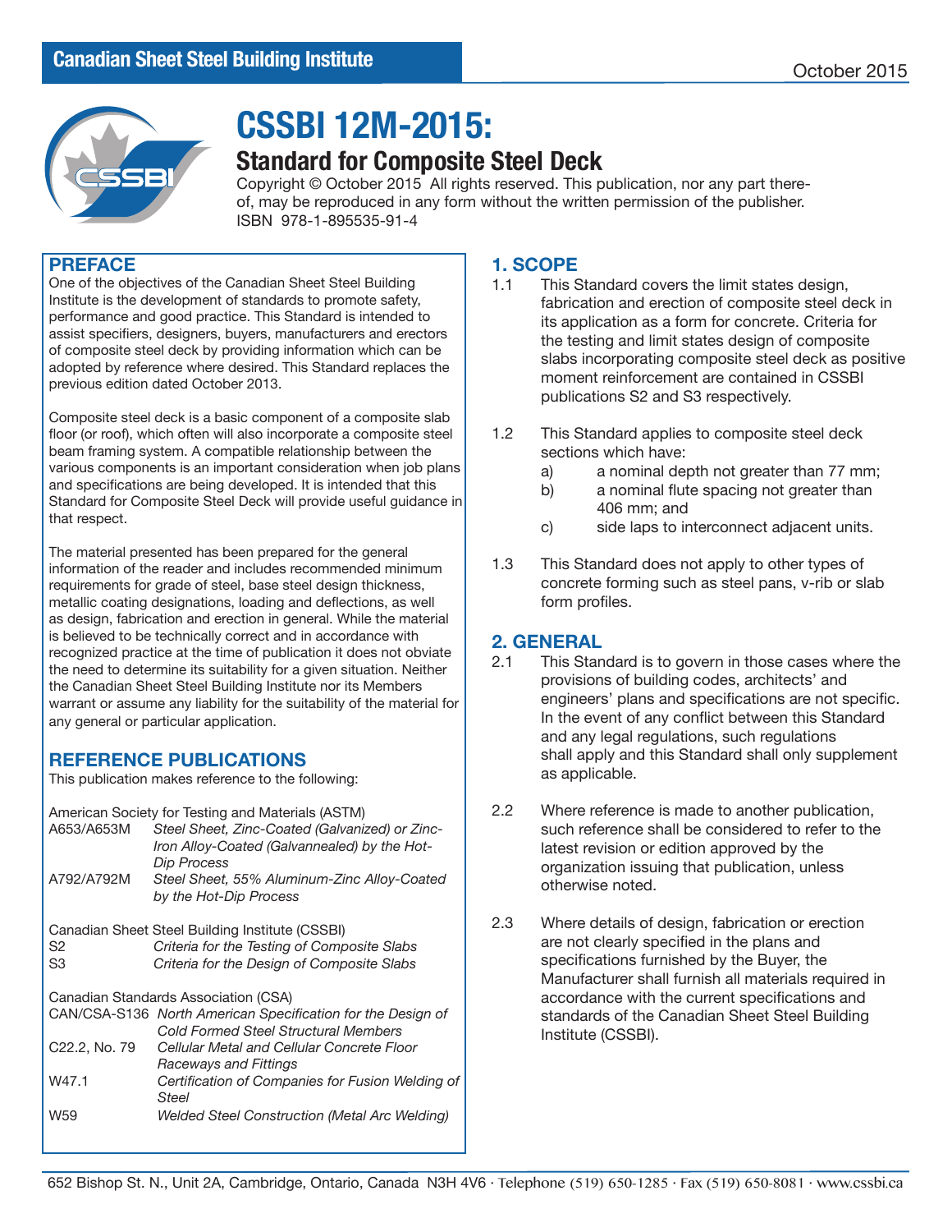Canadian Sheet Steel Building Institute

October 2015

# CSSBI 12M-2015:

## Standard for Composite Steel Deck

Copyright © October 2015 All rights reserved. This publication, nor any part thereof, may be reproduced in any form without the written permission of the publisher.
ISBN 978-1-895535-91-4

## PREFACE

One of the objectives of the Canadian Sheet Steel Building Institute is the development of standards to promote safety, performance and good practice. This Standard is intended to assist specifiers, designers, buyers, manufacturers and erectors of composite steel deck by providing information which can be adopted by reference where desired. This Standard replaces the previous edition dated October 2013.

Composite steel deck is a basic component of a composite slab floor (or roof), which often will also incorporate a composite steel beam framing system. A compatible relationship between the various components is an important consideration when job plans and specifications are being developed. It is intended that this Standard for Composite Steel Deck will provide useful guidance in that respect.

The material presented has been prepared for the general information of the reader and includes recommended minimum requirements for grade of steel, base steel design thickness, metallic coating designations, loading and deflections, as well as design, fabrication and erection in general. While the material is believed to be technically correct and in accordance with recognized practice at the time of publication it does not obviate the need to determine its suitability for a given situation. Neither the Canadian Sheet Steel Building Institute nor its Members warrant or assume any liability for the suitability of the material for any general or particular application.

## REFERENCE PUBLICATIONS

This publication makes reference to the following:

American Society for Testing and Materials (ASTM)

| | |
|---|---|
| A653/A653M | *Steel Sheet, Zinc-Coated (Galvanized) or Zinc-Iron Alloy-Coated (Galvannealed) by the Hot-Dip Process* |
| A792/A792M | *Steel Sheet, 55% Aluminum-Zinc Alloy-Coated by the Hot-Dip Process* |

Canadian Sheet Steel Building Institute (CSSBI)

| | |
|---|---|
| S2 | *Criteria for the Testing of Composite Slabs* |
| S3 | *Criteria for the Design of Composite Slabs* |

Canadian Standards Association (CSA)

| | |
|---|---|
| CAN/CSA-S136 | *North American Specification for the Design of Cold Formed Steel Structural Members* |
| C22.2, No. 79 | *Cellular Metal and Cellular Concrete Floor Raceways and Fittings* |
| W47.1 | *Certification of Companies for Fusion Welding of Steel* |
| W59 | *Welded Steel Construction (Metal Arc Welding)* |

## 1. SCOPE

1.1 This Standard covers the limit states design, fabrication and erection of composite steel deck in its application as a form for concrete. Criteria for the testing and limit states design of composite slabs incorporating composite steel deck as positive moment reinforcement are contained in CSSBI publications S2 and S3 respectively.

1.2 This Standard applies to composite steel deck sections which have:

- a) a nominal depth not greater than 77 mm;
- b) a nominal flute spacing not greater than 406 mm; and
- c) side laps to interconnect adjacent units.

1.3 This Standard does not apply to other types of concrete forming such as steel pans, v-rib or slab form profiles.

## 2. GENERAL

2.1 This Standard is to govern in those cases where the provisions of building codes, architects' and engineers' plans and specifications are not specific. In the event of any conflict between this Standard and any legal regulations, such regulations shall apply and this Standard shall only supplement as applicable.

2.2 Where reference is made to another publication, such reference shall be considered to refer to the latest revision or edition approved by the organization issuing that publication, unless otherwise noted.

2.3 Where details of design, fabrication or erection are not clearly specified in the plans and specifications furnished by the Buyer, the Manufacturer shall furnish all materials required in accordance with the current specifications and standards of the Canadian Sheet Steel Building Institute (CSSBI).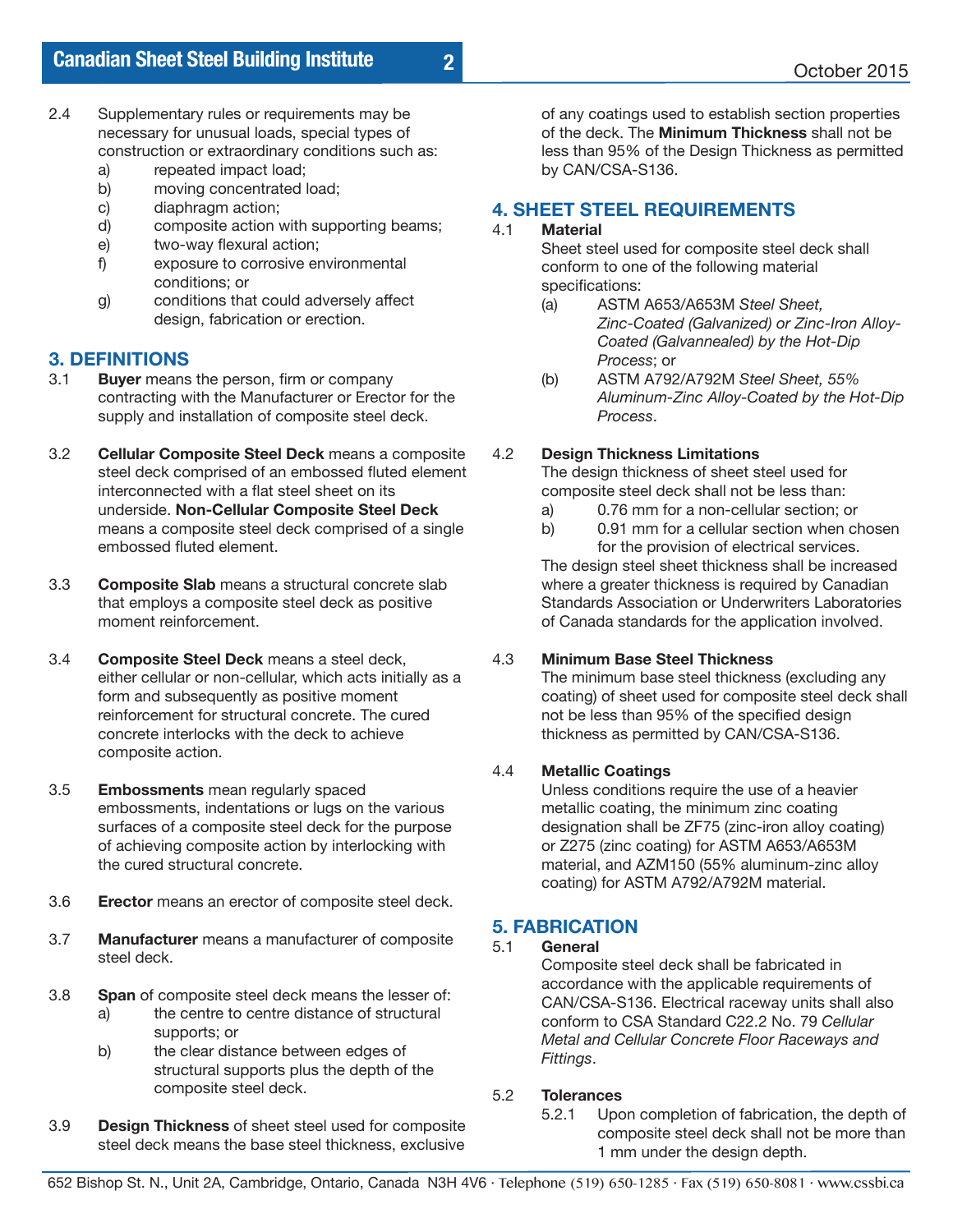2.4 Supplementary rules or requirements may be necessary for unusual loads, special types of construction or extraordinary conditions such as:
   a) repeated impact load;
   b) moving concentrated load;
   c) diaphragm action;
   d) composite action with supporting beams;
   e) two-way flexural action;
   f) exposure to corrosive environmental conditions; or
   g) conditions that could adversely affect design, fabrication or erection.

## 3. DEFINITIONS

3.1 **Buyer** means the person, firm or company contracting with the Manufacturer or Erector for the supply and installation of composite steel deck.

3.2 **Cellular Composite Steel Deck** means a composite steel deck comprised of an embossed fluted element interconnected with a flat steel sheet on its underside. **Non-Cellular Composite Steel Deck** means a composite steel deck comprised of a single embossed fluted element.

3.3 **Composite Slab** means a structural concrete slab that employs a composite steel deck as positive moment reinforcement.

3.4 **Composite Steel Deck** means a steel deck, either cellular or non-cellular, which acts initially as a form and subsequently as positive moment reinforcement for structural concrete. The cured concrete interlocks with the deck to achieve composite action.

3.5 **Embossments** mean regularly spaced embossments, indentations or lugs on the various surfaces of a composite steel deck for the purpose of achieving composite action by interlocking with the cured structural concrete.

3.6 **Erector** means an erector of composite steel deck.

3.7 **Manufacturer** means a manufacturer of composite steel deck.

3.8 **Span** of composite steel deck means the lesser of:
   a) the centre to centre distance of structural supports; or
   b) the clear distance between edges of structural supports plus the depth of the composite steel deck.

3.9 **Design Thickness** of sheet steel used for composite steel deck means the base steel thickness, exclusive of any coatings used to establish section properties of the deck. The **Minimum Thickness** shall not be less than 95% of the Design Thickness as permitted by CAN/CSA-S136.

## 4. SHEET STEEL REQUIREMENTS

4.1 **Material**

Sheet steel used for composite steel deck shall conform to one of the following material specifications:
   (a) ASTM A653/A653M *Steel Sheet, Zinc-Coated (Galvanized) or Zinc-Iron Alloy-Coated (Galvannealed) by the Hot-Dip Process*; or
   (b) ASTM A792/A792M *Steel Sheet, 55% Aluminum-Zinc Alloy-Coated by the Hot-Dip Process*.

4.2 **Design Thickness Limitations**

The design thickness of sheet steel used for composite steel deck shall not be less than:
   a) 0.76 mm for a non-cellular section; or
   b) 0.91 mm for a cellular section when chosen for the provision of electrical services.

The design steel sheet thickness shall be increased where a greater thickness is required by Canadian Standards Association or Underwriters Laboratories of Canada standards for the application involved.

4.3 **Minimum Base Steel Thickness**

The minimum base steel thickness (excluding any coating) of sheet used for composite steel deck shall not be less than 95% of the specified design thickness as permitted by CAN/CSA-S136.

4.4 **Metallic Coatings**

Unless conditions require the use of a heavier metallic coating, the minimum zinc coating designation shall be ZF75 (zinc-iron alloy coating) or Z275 (zinc coating) for ASTM A653/A653M material, and AZM150 (55% aluminum-zinc alloy coating) for ASTM A792/A792M material.

## 5. FABRICATION

5.1 **General**

Composite steel deck shall be fabricated in accordance with the applicable requirements of CAN/CSA-S136. Electrical raceway units shall also conform to CSA Standard C22.2 No. 79 *Cellular Metal and Cellular Concrete Floor Raceways and Fittings*.

5.2 **Tolerances**

5.2.1 Upon completion of fabrication, the depth of composite steel deck shall not be more than 1 mm under the design depth.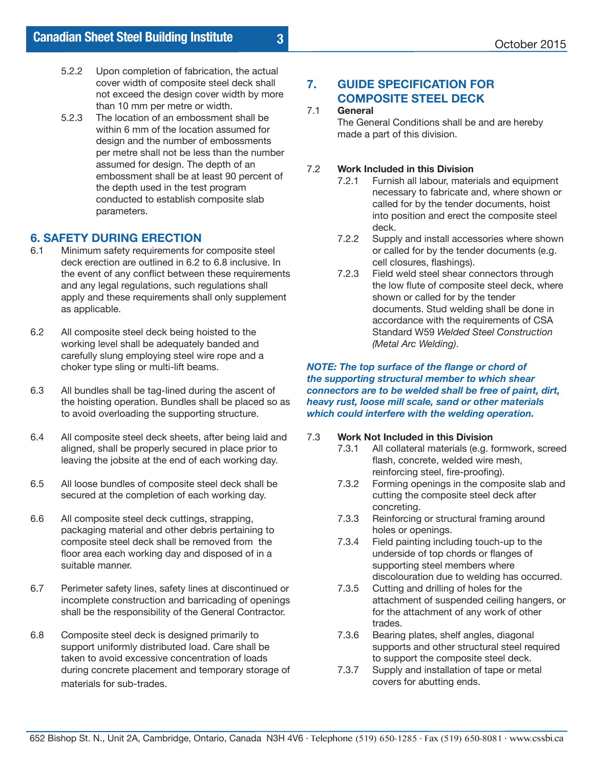5.2.2 Upon completion of fabrication, the actual cover width of composite steel deck shall not exceed the design cover width by more than 10 mm per metre or width.

5.2.3 The location of an embossment shall be within 6 mm of the location assumed for design and the number of embossments per metre shall not be less than the number assumed for design. The depth of an embossment shall be at least 90 percent of the depth used in the test program conducted to establish composite slab parameters.

## 6. SAFETY DURING ERECTION

6.1 Minimum safety requirements for composite steel deck erection are outlined in 6.2 to 6.8 inclusive. In the event of any conflict between these requirements and any legal regulations, such regulations shall apply and these requirements shall only supplement as applicable.

6.2 All composite steel deck being hoisted to the working level shall be adequately banded and carefully slung employing steel wire rope and a choker type sling or multi-lift beams.

6.3 All bundles shall be tag-lined during the ascent of the hoisting operation. Bundles shall be placed so as to avoid overloading the supporting structure.

6.4 All composite steel deck sheets, after being laid and aligned, shall be properly secured in place prior to leaving the jobsite at the end of each working day.

6.5 All loose bundles of composite steel deck shall be secured at the completion of each working day.

6.6 All composite steel deck cuttings, strapping, packaging material and other debris pertaining to composite steel deck shall be removed from the floor area each working day and disposed of in a suitable manner.

6.7 Perimeter safety lines, safety lines at discontinued or incomplete construction and barricading of openings shall be the responsibility of the General Contractor.

6.8 Composite steel deck is designed primarily to support uniformly distributed load. Care shall be taken to avoid excessive concentration of loads during concrete placement and temporary storage of materials for sub-trades.

## 7. GUIDE SPECIFICATION FOR COMPOSITE STEEL DECK

7.1 **General**

The General Conditions shall be and are hereby made a part of this division.

7.2 **Work Included in this Division**

7.2.1 Furnish all labour, materials and equipment necessary to fabricate and, where shown or called for by the tender documents, hoist into position and erect the composite steel deck.

7.2.2 Supply and install accessories where shown or called for by the tender documents (e.g. cell closures, flashings).

7.2.3 Field weld steel shear connectors through the low flute of composite steel deck, where shown or called for by the tender documents. Stud welding shall be done in accordance with the requirements of CSA Standard W59 *Welded Steel Construction (Metal Arc Welding)*.

***NOTE: The top surface of the flange or chord of the supporting structural member to which shear connectors are to be welded shall be free of paint, dirt, heavy rust, loose mill scale, sand or other materials which could interfere with the welding operation.***

7.3 **Work Not Included in this Division**

7.3.1 All collateral materials (e.g. formwork, screed flash, concrete, welded wire mesh, reinforcing steel, fire-proofing).

7.3.2 Forming openings in the composite slab and cutting the composite steel deck after concreting.

7.3.3 Reinforcing or structural framing around holes or openings.

7.3.4 Field painting including touch-up to the underside of top chords or flanges of supporting steel members where discolouration due to welding has occurred.

7.3.5 Cutting and drilling of holes for the attachment of suspended ceiling hangers, or for the attachment of any work of other trades.

7.3.6 Bearing plates, shelf angles, diagonal supports and other structural steel required to support the composite steel deck.

7.3.7 Supply and installation of tape or metal covers for abutting ends.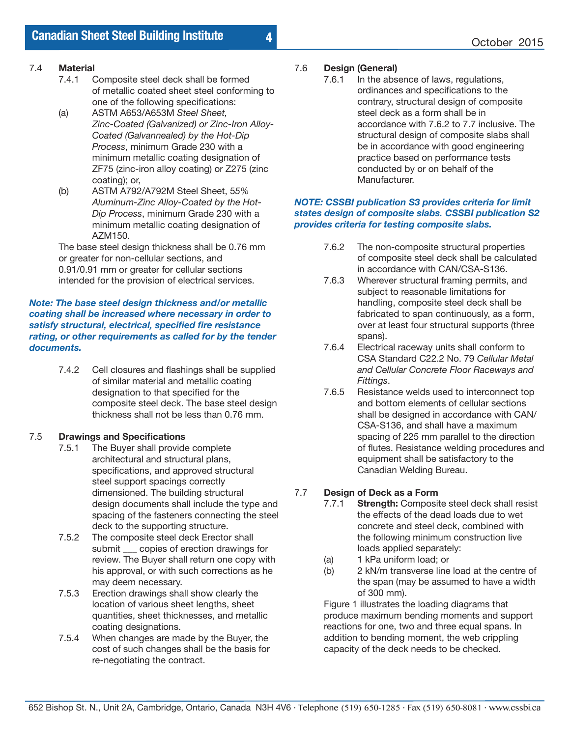7.4 **Material**

7.4.1 Composite steel deck shall be formed of metallic coated sheet steel conforming to one of the following specifications:

(a) ASTM A653/A653M *Steel Sheet, Zinc-Coated (Galvanized) or Zinc-Iron Alloy-Coated (Galvannealed) by the Hot-Dip Process*, minimum Grade 230 with a minimum metallic coating designation of ZF75 (zinc-iron alloy coating) or Z275 (zinc coating); or,

(b) ASTM A792/A792M Steel Sheet, *55% Aluminum-Zinc Alloy-Coated by the Hot-Dip Process*, minimum Grade 230 with a minimum metallic coating designation of AZM150.

The base steel design thickness shall be 0.76 mm or greater for non-cellular sections, and 0.91/0.91 mm or greater for cellular sections intended for the provision of electrical services.

***Note: The base steel design thickness and/or metallic coating shall be increased where necessary in order to satisfy structural, electrical, specified fire resistance rating, or other requirements as called for by the tender documents.***

7.4.2 Cell closures and flashings shall be supplied of similar material and metallic coating designation to that specified for the composite steel deck. The base steel design thickness shall not be less than 0.76 mm.

7.5 **Drawings and Specifications**

7.5.1 The Buyer shall provide complete architectural and structural plans, specifications, and approved structural steel support spacings correctly dimensioned. The building structural design documents shall include the type and spacing of the fasteners connecting the steel deck to the supporting structure.

7.5.2 The composite steel deck Erector shall submit ___ copies of erection drawings for review. The Buyer shall return one copy with his approval, or with such corrections as he may deem necessary.

7.5.3 Erection drawings shall show clearly the location of various sheet lengths, sheet quantities, sheet thicknesses, and metallic coating designations.

7.5.4 When changes are made by the Buyer, the cost of such changes shall be the basis for re-negotiating the contract.

7.6 **Design (General)**

7.6.1 In the absence of laws, regulations, ordinances and specifications to the contrary, structural design of composite steel deck as a form shall be in accordance with 7.6.2 to 7.7 inclusive. The structural design of composite slabs shall be in accordance with good engineering practice based on performance tests conducted by or on behalf of the Manufacturer.

***NOTE: CSSBI publication S3 provides criteria for limit states design of composite slabs. CSSBI publication S2 provides criteria for testing composite slabs.***

7.6.2 The non-composite structural properties of composite steel deck shall be calculated in accordance with CAN/CSA-S136.

7.6.3 Wherever structural framing permits, and subject to reasonable limitations for handling, composite steel deck shall be fabricated to span continuously, as a form, over at least four structural supports (three spans).

7.6.4 Electrical raceway units shall conform to CSA Standard C22.2 No. 79 *Cellular Metal and Cellular Concrete Floor Raceways and Fittings*.

7.6.5 Resistance welds used to interconnect top and bottom elements of cellular sections shall be designed in accordance with CAN/CSA-S136, and shall have a maximum spacing of 225 mm parallel to the direction of flutes. Resistance welding procedures and equipment shall be satisfactory to the Canadian Welding Bureau.

7.7 **Design of Deck as a Form**

7.7.1 **Strength:** Composite steel deck shall resist the effects of the dead loads due to wet concrete and steel deck, combined with the following minimum construction live loads applied separately:

(a) 1 kPa uniform load; or

(b) 2 kN/m transverse line load at the centre of the span (may be assumed to have a width of 300 mm).

Figure 1 illustrates the loading diagrams that produce maximum bending moments and support reactions for one, two and three equal spans. In addition to bending moment, the web crippling capacity of the deck needs to be checked.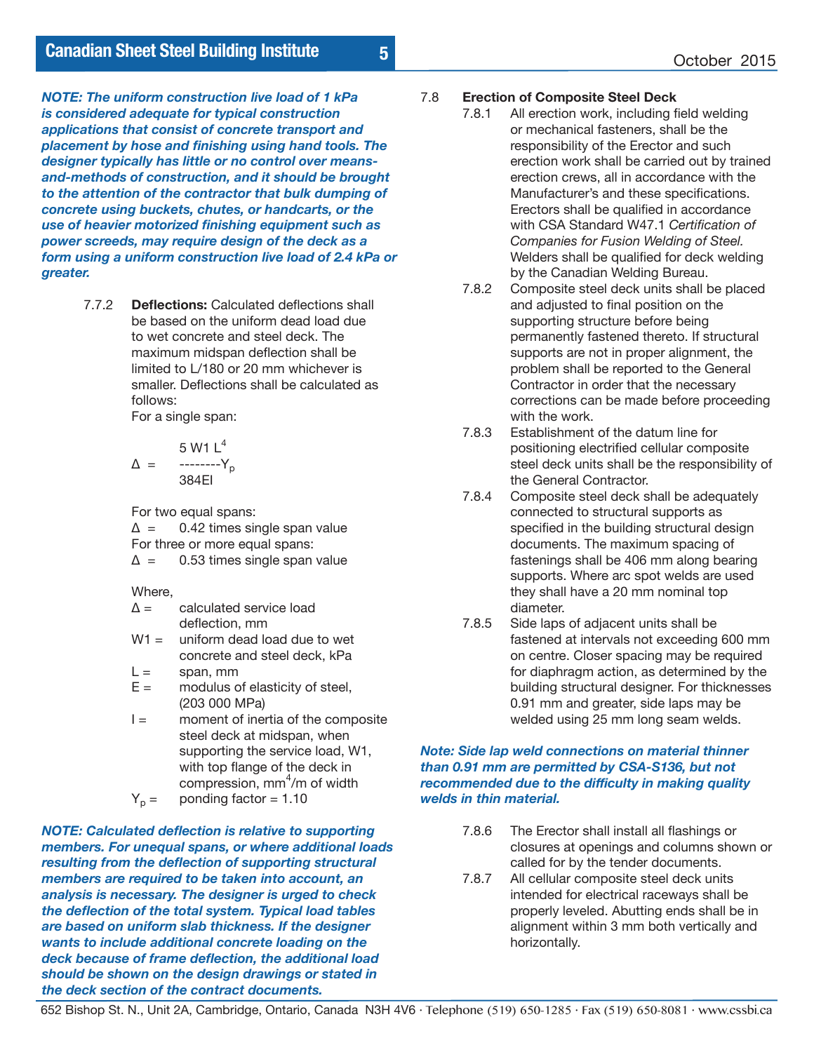***NOTE: The uniform construction live load of 1 kPa is considered adequate for typical construction applications that consist of concrete transport and placement by hose and finishing using hand tools. The designer typically has little or no control over means-and-methods of construction, and it should be brought to the attention of the contractor that bulk dumping of concrete using buckets, chutes, or handcarts, or the use of heavier motorized finishing equipment such as power screeds, may require design of the deck as a form using a uniform construction live load of 2.4 kPa or greater.***

7.7.2 **Deflections:** Calculated deflections shall be based on the uniform dead load due to wet concrete and steel deck. The maximum midspan deflection shall be limited to L/180 or 20 mm whichever is smaller. Deflections shall be calculated as follows:

For a single span:

$$\Delta = \frac{5 W1 L^4}{384EI} Y_p$$

For two equal spans:

$\Delta$ = 0.42 times single span value

For three or more equal spans:

$\Delta$ = 0.53 times single span value

Where,

- $\Delta$ = calculated service load deflection, mm
- W1 = uniform dead load due to wet concrete and steel deck, kPa
- L = span, mm
- E = modulus of elasticity of steel, (203 000 MPa)
- I = moment of inertia of the composite steel deck at midspan, when supporting the service load, W1, with top flange of the deck in compression, $mm^4$/m of width
- $Y_p$ = ponding factor = 1.10

***NOTE: Calculated deflection is relative to supporting members. For unequal spans, or where additional loads resulting from the deflection of supporting structural members are required to be taken into account, an analysis is necessary. The designer is urged to check the deflection of the total system. Typical load tables are based on uniform slab thickness. If the designer wants to include additional concrete loading on the deck because of frame deflection, the additional load should be shown on the design drawings or stated in the deck section of the contract documents.***

7.8 **Erection of Composite Steel Deck**

7.8.1 All erection work, including field welding or mechanical fasteners, shall be the responsibility of the Erector and such erection work shall be carried out by trained erection crews, all in accordance with the Manufacturer's and these specifications. Erectors shall be qualified in accordance with CSA Standard W47.1 *Certification of Companies for Fusion Welding of Steel.* Welders shall be qualified for deck welding by the Canadian Welding Bureau.

7.8.2 Composite steel deck units shall be placed and adjusted to final position on the supporting structure before being permanently fastened thereto. If structural supports are not in proper alignment, the problem shall be reported to the General Contractor in order that the necessary corrections can be made before proceeding with the work.

7.8.3 Establishment of the datum line for positioning electrified cellular composite steel deck units shall be the responsibility of the General Contractor.

7.8.4 Composite steel deck shall be adequately connected to structural supports as specified in the building structural design documents. The maximum spacing of fastenings shall be 406 mm along bearing supports. Where arc spot welds are used they shall have a 20 mm nominal top diameter.

7.8.5 Side laps of adjacent units shall be fastened at intervals not exceeding 600 mm on centre. Closer spacing may be required for diaphragm action, as determined by the building structural designer. For thicknesses 0.91 mm and greater, side laps may be welded using 25 mm long seam welds.

***Note: Side lap weld connections on material thinner than 0.91 mm are permitted by CSA-S136, but not recommended due to the difficulty in making quality welds in thin material.***

7.8.6 The Erector shall install all flashings or closures at openings and columns shown or called for by the tender documents.

7.8.7 All cellular composite steel deck units intended for electrical raceways shall be properly leveled. Abutting ends shall be in alignment within 3 mm both vertically and horizontally.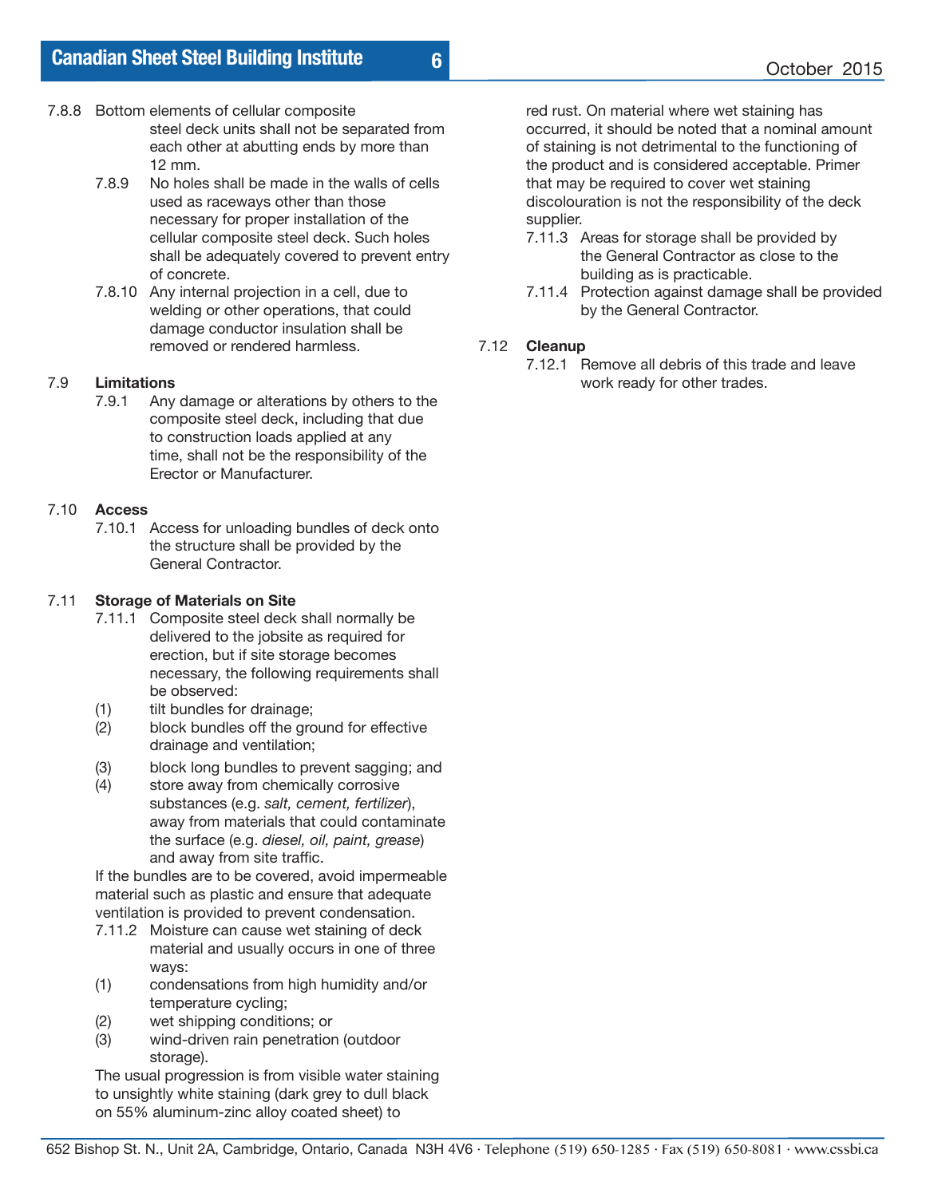7.8.8 Bottom elements of cellular composite steel deck units shall not be separated from each other at abutting ends by more than 12 mm.

7.8.9 No holes shall be made in the walls of cells used as raceways other than those necessary for proper installation of the cellular composite steel deck. Such holes shall be adequately covered to prevent entry of concrete.

7.8.10 Any internal projection in a cell, due to welding or other operations, that could damage conductor insulation shall be removed or rendered harmless.

7.9 **Limitations**

7.9.1 Any damage or alterations by others to the composite steel deck, including that due to construction loads applied at any time, shall not be the responsibility of the Erector or Manufacturer.

7.10 **Access**

7.10.1 Access for unloading bundles of deck onto the structure shall be provided by the General Contractor.

7.11 **Storage of Materials on Site**

7.11.1 Composite steel deck shall normally be delivered to the jobsite as required for erection, but if site storage becomes necessary, the following requirements shall be observed:

(1) tilt bundles for drainage;
(2) block bundles off the ground for effective drainage and ventilation;
(3) block long bundles to prevent sagging; and
(4) store away from chemically corrosive substances (e.g. *salt, cement, fertilizer*), away from materials that could contaminate the surface (e.g. *diesel, oil, paint, grease*) and away from site traffic.

If the bundles are to be covered, avoid impermeable material such as plastic and ensure that adequate ventilation is provided to prevent condensation.

7.11.2 Moisture can cause wet staining of deck material and usually occurs in one of three ways:

(1) condensations from high humidity and/or temperature cycling;
(2) wet shipping conditions; or
(3) wind-driven rain penetration (outdoor storage).

The usual progression is from visible water staining to unsightly white staining (dark grey to dull black on 55% aluminum-zinc alloy coated sheet) to red rust. On material where wet staining has occurred, it should be noted that a nominal amount of staining is not detrimental to the functioning of the product and is considered acceptable. Primer that may be required to cover wet staining discolouration is not the responsibility of the deck supplier.

7.11.3 Areas for storage shall be provided by the General Contractor as close to the building as is practicable.

7.11.4 Protection against damage shall be provided by the General Contractor.

7.12 **Cleanup**

7.12.1 Remove all debris of this trade and leave work ready for other trades.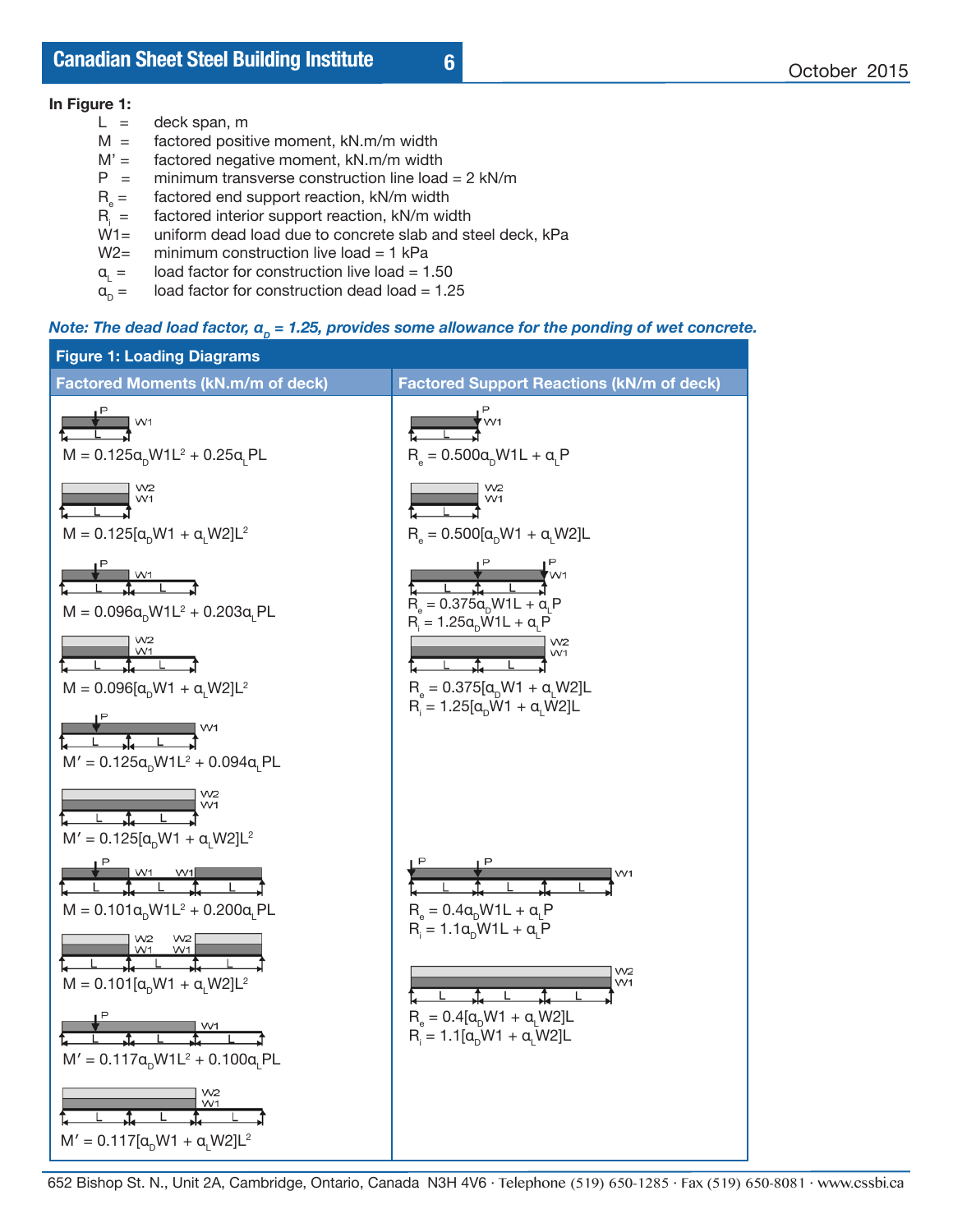**In Figure 1:**

- $L$ = deck span, m
- $M$ = factored positive moment, kN.m/m width
- $M'$ = factored negative moment, kN.m/m width
- $P$ = minimum transverse construction line load = 2 kN/m
- $R_e$ = factored end support reaction, kN/m width
- $R_i$ = factored interior support reaction, kN/m width
- $W1$ = uniform dead load due to concrete slab and steel deck, kPa
- $W2$ = minimum construction live load = 1 kPa
- $\alpha_L$ = load factor for construction live load = 1.50
- $\alpha_D$ = load factor for construction dead load = 1.25

***Note: The dead load factor, $\alpha_D$ = 1.25, provides some allowance for the ponding of wet concrete.***

## Figure 1: Loading Diagrams

| Factored Moments (kN.m/m of deck) | Factored Support Reactions (kN/m of deck) |
|---|---|
| $M = 0.125\alpha_D W1L^2 + 0.25\alpha_L PL$ | $R_e = 0.500\alpha_D W1L + \alpha_L P$ |
| $M = 0.125[\alpha_D W1 + \alpha_L W2]L^2$ | $R_e = 0.500[\alpha_D W1 + \alpha_L W2]L$ |
| $M = 0.096\alpha_D W1L^2 + 0.203\alpha_L PL$ | $R_e = 0.375\alpha_D W1L + \alpha_L P$<br>$R_i = 1.25\alpha_D W1L + \alpha_L P$ |
| $M = 0.096[\alpha_D W1 + \alpha_L W2]L^2$ | $R_e = 0.375[\alpha_D W1 + \alpha_L W2]L$<br>$R_i = 1.25[\alpha_D W1 + \alpha_L W2]L$ |
| $M' = 0.125\alpha_D W1L^2 + 0.094\alpha_L PL$ | |
| $M' = 0.125[\alpha_D W1 + \alpha_L W2]L^2$ | |
| $M = 0.101\alpha_D W1L^2 + 0.200\alpha_L PL$ | $R_e = 0.4\alpha_D W1L + \alpha_L P$<br>$R_i = 1.1\alpha_D W1L + \alpha_L P$ |
| $M = 0.101[\alpha_D W1 + \alpha_L W2]L^2$ | $R_e = 0.4[\alpha_D W1 + \alpha_L W2]L$<br>$R_i = 1.1[\alpha_D W1 + \alpha_L W2]L$ |
| $M' = 0.117\alpha_D W1L^2 + 0.100\alpha_L PL$ | |
| $M' = 0.117[\alpha_D W1 + \alpha_L W2]L^2$ | |

652 Bishop St. N., Unit 2A, Cambridge, Ontario, Canada N3H 4V6 · Telephone (519) 650-1285 · Fax (519) 650-8081 · www.cssbi.ca